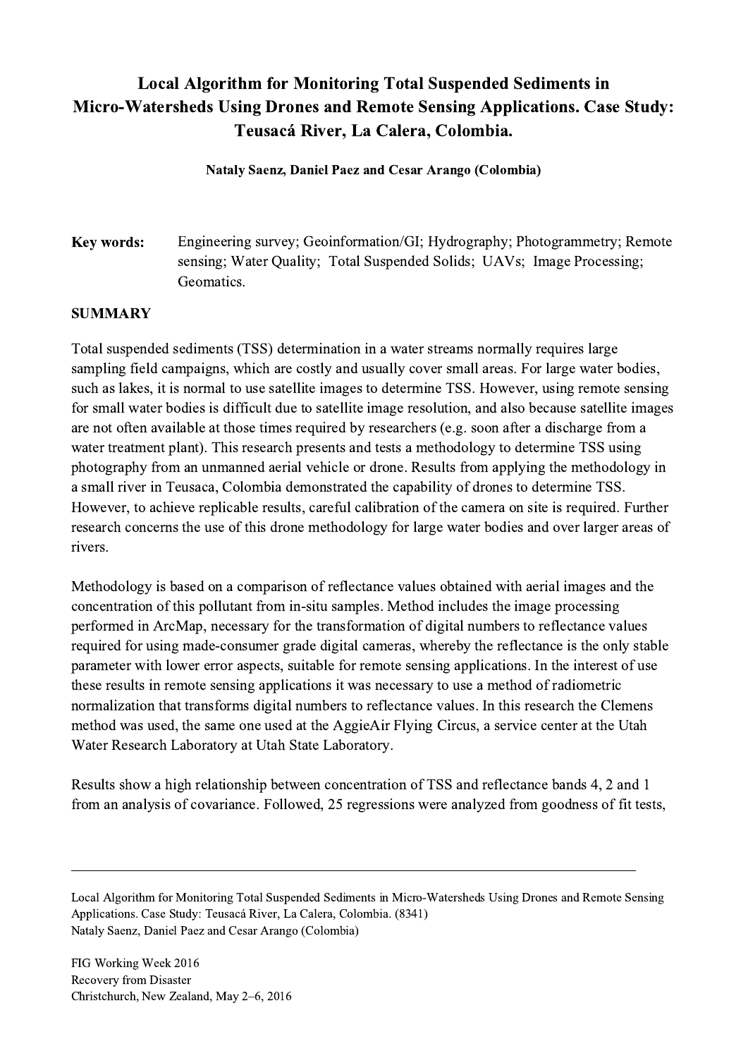# Local Algorithm for Monitoring Total Suspended Sediments in Micro-Watersheds Using Drones and Remote Sensing Applications. Case Study: Teusacá River, La Calera, Colombia.

**Nataly Saenz, Daniel Paez and Cesar Arango (Colombia)**

**Key words:** Engineering survey; Geoinformation/GI; Hydrography; Photogrammetry; Remote sensing; Water Quality; Total Suspended Solids; UAVs; Image Processing; Geomatics.

## SUMMARY

Total suspended sediments (TSS) determination in a water streams normally requires large sampling field campaigns, which are costly and usually cover small areas. For large water bodies, such as lakes, it is normal to use satellite images to determine TSS. However, using remote sensing for small water bodies is difficult due to satellite image resolution, and also because satellite images are not often available at those times required by researchers (e.g. soon after a discharge from a water treatment plant). This research presents and tests a methodology to determine TSS using photography from an unmanned aerial vehicle or drone. Results from applying the methodology in a small river in Teusaca, Colombia demonstrated the capability of drones to determine TSS. However, to achieve replicable results, careful calibration of the camera on site is required. Further research concerns the use of this drone methodology for large water bodies and over larger areas of rivers.

Methodology is based on a comparison of reflectance values obtained with aerial images and the concentration of this pollutant from in-situ samples. Method includes the image processing performed in ArcMap, necessary for the transformation of digital numbers to reflectance values required for using made-consumer grade digital cameras, whereby the reflectance is the only stable parameter with lower error aspects, suitable for remote sensing applications. In the interest of use these results in remote sensing applications it was necessary to use a method of radiometric normalization that transforms digital numbers to reflectance values. In this research the Clemens method was used, the same one used at the AggieAir Flying Circus, a service center at the Utah Water Research Laboratory at Utah State Laboratory.

Results show a high relationship between concentration of TSS and reflectance bands 4, 2 and 1 from an analysis of covariance. Followed, 25 regressions were analyzed from goodness of fit tests,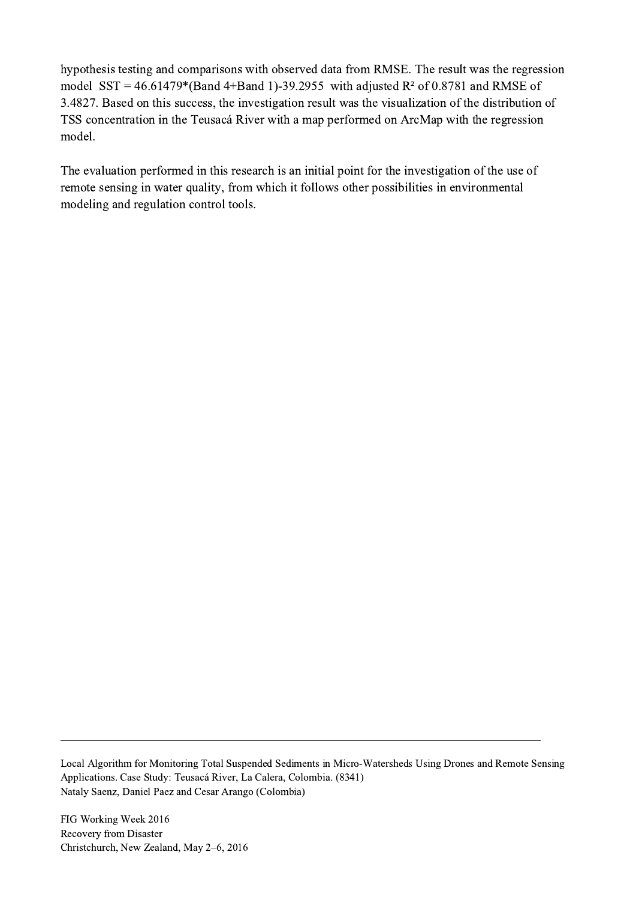hypothesis testing and comparisons with observed data from RMSE. The result was the regression model $SST = 46.61479*(Band\ 4+Band\ 1)-39.2955$ with adjusted $R^2$ of 0.8781 and RMSE of 3.4827. Based on this success, the investigation result was the visualization of the distribution of TSS concentration in the Teusacá River with a map performed on ArcMap with the regression model.

The evaluation performed in this research is an initial point for the investigation of the use of remote sensing in water quality, from which it follows other possibilities in environmental modeling and regulation control tools.